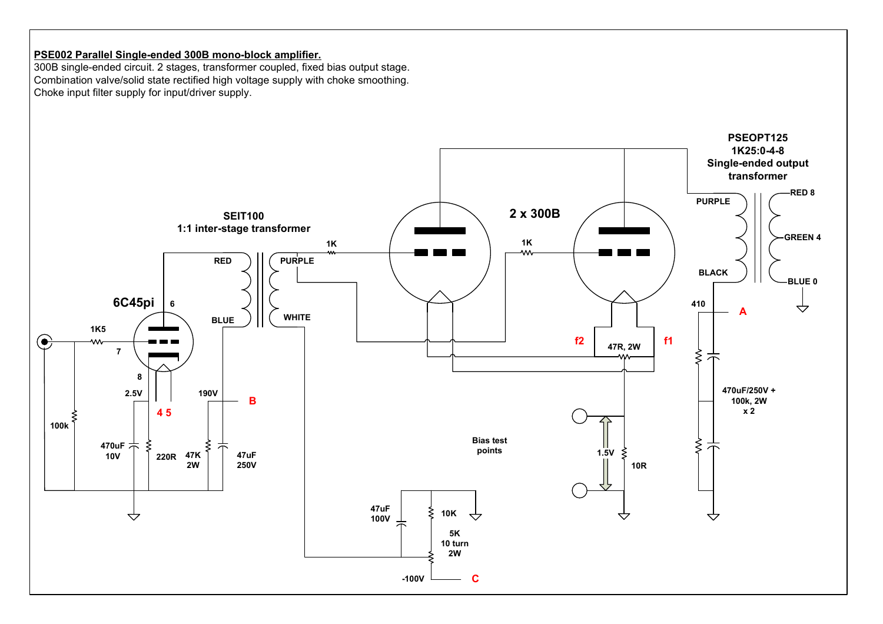**PSE002 Parallel Single-ended 300B mono-block amplifier.**

300B single-ended circuit. 2 stages, transformer coupled, fixed bias output stage.
Combination valve/solid state rectified high voltage supply with choke smoothing.
Choke input filter supply for input/driver supply.

**SEIT100**
**1:1 inter-stage transformer**

**2 x 300B**

**PSEOPT125**
**1K25:0-4-8**
**Single-ended output transformer**

**6C45pi**

1K5, 100k, 2.5V, 470uF 10V, 220R, 47K 2W, 47uF 250V, 190V, B, RED, BLUE, PURPLE, WHITE, 1K, 1K, f2, f1, 47R, 2W, 1.5V, 10R, Bias test points, 47uF 100V, 10K, 5K 10 turn 2W, -100V, C, PURPLE, BLACK, RED 8, GREEN 4, BLUE 0, 410, A, 470uF/250V + 100k, 2W x 2, 6, 7, 8, 4 5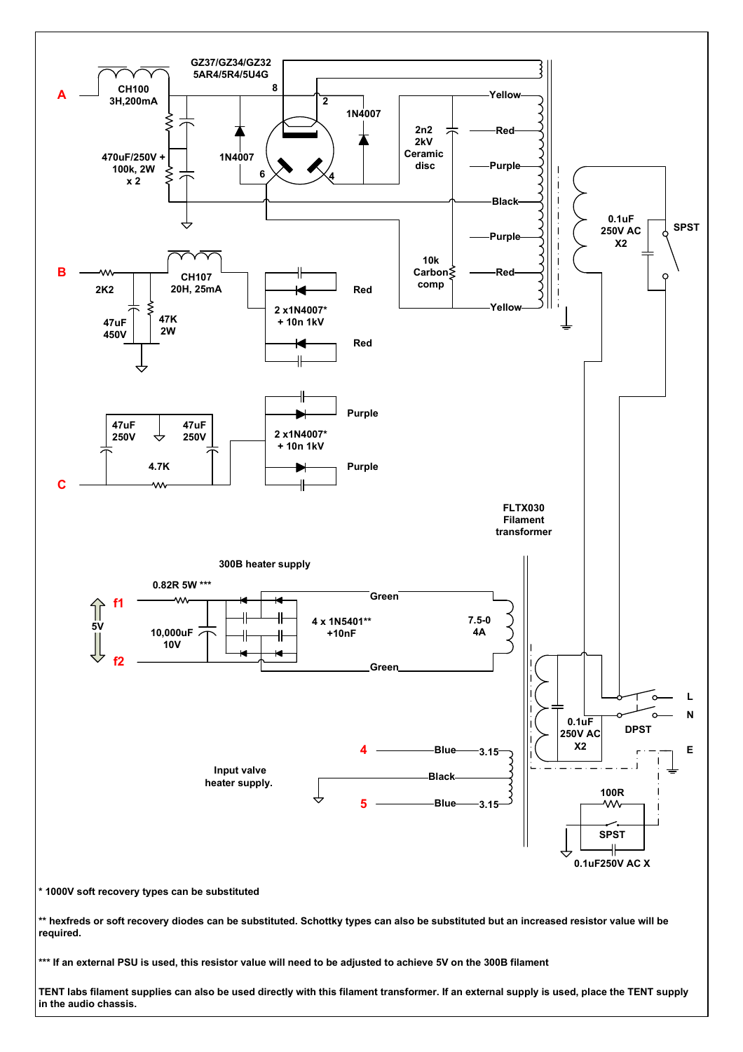A

CH100
3H,200mA

GZ37/GZ34/GZ32
5AR4/5R4/5U4G

8

2

1N4007

Yellow

2n2
2kV
Ceramic
disc

Red

Purple

Black

Purple

Red

Yellow

470uF/250V +
100k, 2W
x 2

1N4007

6

4

10k
Carbon
comp

0.1uF
250V AC
X2

SPST

B

2K2

47uF
450V

47K
2W

CH107
20H, 25mA

2 x1N4007*
+ 10n 1kV

Red

Red

C

47uF
250V

47uF
250V

4.7K

2 x1N4007*
+ 10n 1kV

Purple

Purple

FLTX030
Filament
transformer

300B heater supply

0.82R 5W ***

f1

5V

f2

10,000uF
10V

4 x 1N5401**
+10nF

Green

Green

7.5-0
4A

0.1uF
250V AC
X2

DPST

L

N

E

4

Blue

3.15

Input valve
heater supply.

Black

5

Blue

3.15

100R

SPST

0.1uF250V AC X

\* 1000V soft recovery types can be substituted

\*\* hexfreds or soft recovery diodes can be substituted. Schottky types can also be substituted but an increased resistor value will be required.

\*\*\* If an external PSU is used, this resistor value will need to be adjusted to achieve 5V on the 300B filament

TENT labs filament supplies can also be used directly with this filament transformer. If an external supply is used, place the TENT supply in the audio chassis.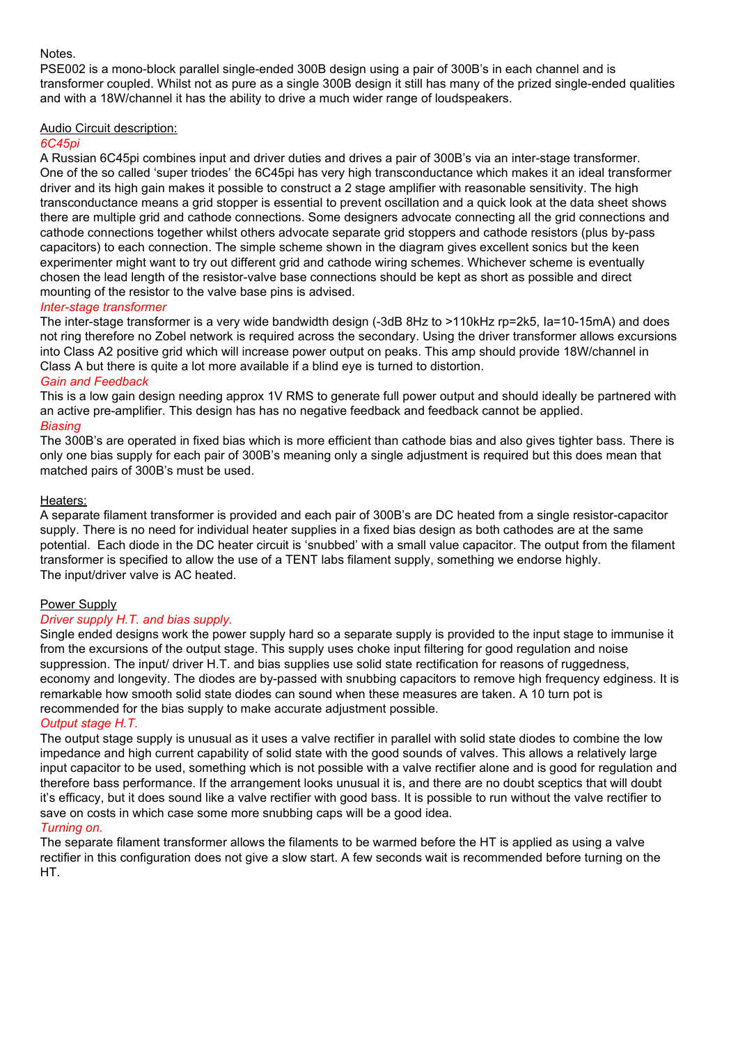Notes.

PSE002 is a mono-block parallel single-ended 300B design using a pair of 300B's in each channel and is transformer coupled. Whilst not as pure as a single 300B design it still has many of the prized single-ended qualities and with a 18W/channel it has the ability to drive a much wider range of loudspeakers.

## Audio Circuit description:

### *6C45pi*

A Russian 6C45pi combines input and driver duties and drives a pair of 300B's via an inter-stage transformer. One of the so called 'super triodes' the 6C45pi has very high transconductance which makes it an ideal transformer driver and its high gain makes it possible to construct a 2 stage amplifier with reasonable sensitivity. The high transconductance means a grid stopper is essential to prevent oscillation and a quick look at the data sheet shows there are multiple grid and cathode connections. Some designers advocate connecting all the grid connections and cathode connections together whilst others advocate separate grid stoppers and cathode resistors (plus by-pass capacitors) to each connection. The simple scheme shown in the diagram gives excellent sonics but the keen experimenter might want to try out different grid and cathode wiring schemes. Whichever scheme is eventually chosen the lead length of the resistor-valve base connections should be kept as short as possible and direct mounting of the resistor to the valve base pins is advised.

### *Inter-stage transformer*

The inter-stage transformer is a very wide bandwidth design (-3dB 8Hz to >110kHz rp=2k5, Ia=10-15mA) and does not ring therefore no Zobel network is required across the secondary. Using the driver transformer allows excursions into Class A2 positive grid which will increase power output on peaks. This amp should provide 18W/channel in Class A but there is quite a lot more available if a blind eye is turned to distortion.

### *Gain and Feedback*

This is a low gain design needing approx 1V RMS to generate full power output and should ideally be partnered with an active pre-amplifier. This design has has no negative feedback and feedback cannot be applied.

### *Biasing*

The 300B's are operated in fixed bias which is more efficient than cathode bias and also gives tighter bass. There is only one bias supply for each pair of 300B's meaning only a single adjustment is required but this does mean that matched pairs of 300B's must be used.

## Heaters:

A separate filament transformer is provided and each pair of 300B's are DC heated from a single resistor-capacitor supply. There is no need for individual heater supplies in a fixed bias design as both cathodes are at the same potential. Each diode in the DC heater circuit is 'snubbed' with a small value capacitor. The output from the filament transformer is specified to allow the use of a TENT labs filament supply, something we endorse highly.

The input/driver valve is AC heated.

## Power Supply

### *Driver supply H.T. and bias supply.*

Single ended designs work the power supply hard so a separate supply is provided to the input stage to immunise it from the excursions of the output stage. This supply uses choke input filtering for good regulation and noise suppression. The input/ driver H.T. and bias supplies use solid state rectification for reasons of ruggedness, economy and longevity. The diodes are by-passed with snubbing capacitors to remove high frequency edginess. It is remarkable how smooth solid state diodes can sound when these measures are taken. A 10 turn pot is recommended for the bias supply to make accurate adjustment possible.

### *Output stage H.T.*

The output stage supply is unusual as it uses a valve rectifier in parallel with solid state diodes to combine the low impedance and high current capability of solid state with the good sounds of valves. This allows a relatively large input capacitor to be used, something which is not possible with a valve rectifier alone and is good for regulation and therefore bass performance. If the arrangement looks unusual it is, and there are no doubt sceptics that will doubt it's efficacy, but it does sound like a valve rectifier with good bass. It is possible to run without the valve rectifier to save on costs in which case some more snubbing caps will be a good idea.

### *Turning on.*

The separate filament transformer allows the filaments to be warmed before the HT is applied as using a valve rectifier in this configuration does not give a slow start. A few seconds wait is recommended before turning on the HT.